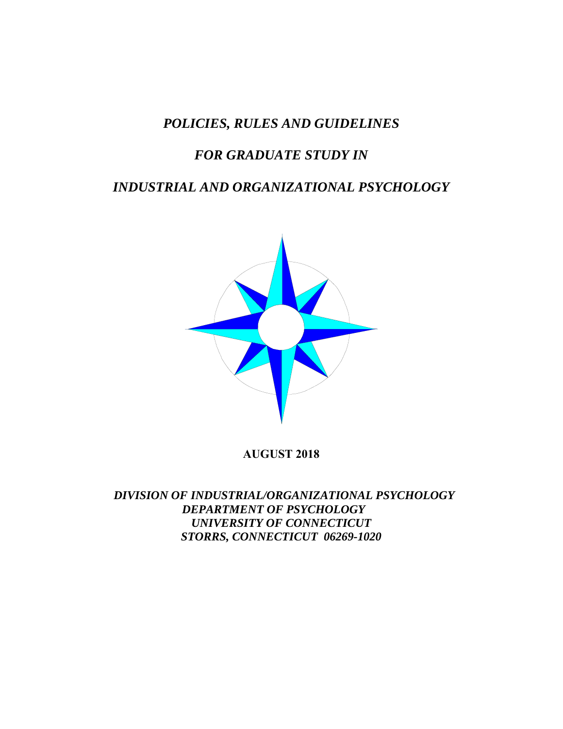# *POLICIES, RULES AND GUIDELINES*

# *FOR GRADUATE STUDY IN*

# *INDUSTRIAL AND ORGANIZATIONAL PSYCHOLOGY*

**AUGUST 2018**

***DIVISION OF INDUSTRIAL/ORGANIZATIONAL PSYCHOLOGY***
***DEPARTMENT OF PSYCHOLOGY***
***UNIVERSITY OF CONNECTICUT***
***STORRS, CONNECTICUT 06269-1020***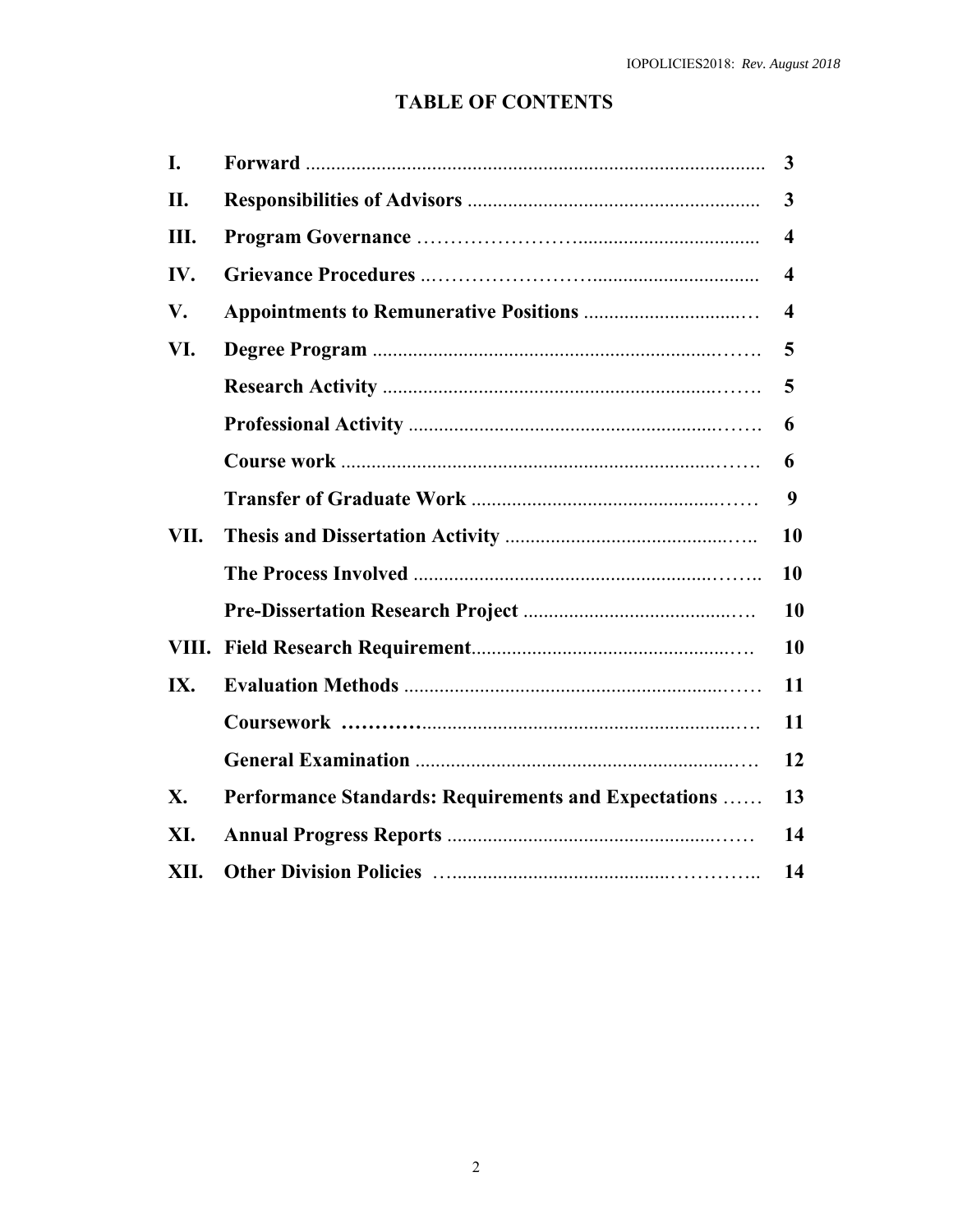# TABLE OF CONTENTS

| | | |
|---|---|---|
| **I.** | **Forward** | **3** |
| **II.** | **Responsibilities of Advisors** | **3** |
| **III.** | **Program Governance** | **4** |
| **IV.** | **Grievance Procedures** | **4** |
| **V.** | **Appointments to Remunerative Positions** | **4** |
| **VI.** | **Degree Program** | **5** |
| | **Research Activity** | **5** |
| | **Professional Activity** | **6** |
| | **Course work** | **6** |
| | **Transfer of Graduate Work** | **9** |
| **VII.** | **Thesis and Dissertation Activity** | **10** |
| | **The Process Involved** | **10** |
| | **Pre-Dissertation Research Project** | **10** |
| **VIII.** | **Field Research Requirement** | **10** |
| **IX.** | **Evaluation Methods** | **11** |
| | **Coursework** | **11** |
| | **General Examination** | **12** |
| **X.** | **Performance Standards: Requirements and Expectations** | **13** |
| **XI.** | **Annual Progress Reports** | **14** |
| **XII.** | **Other Division Policies** | **14** |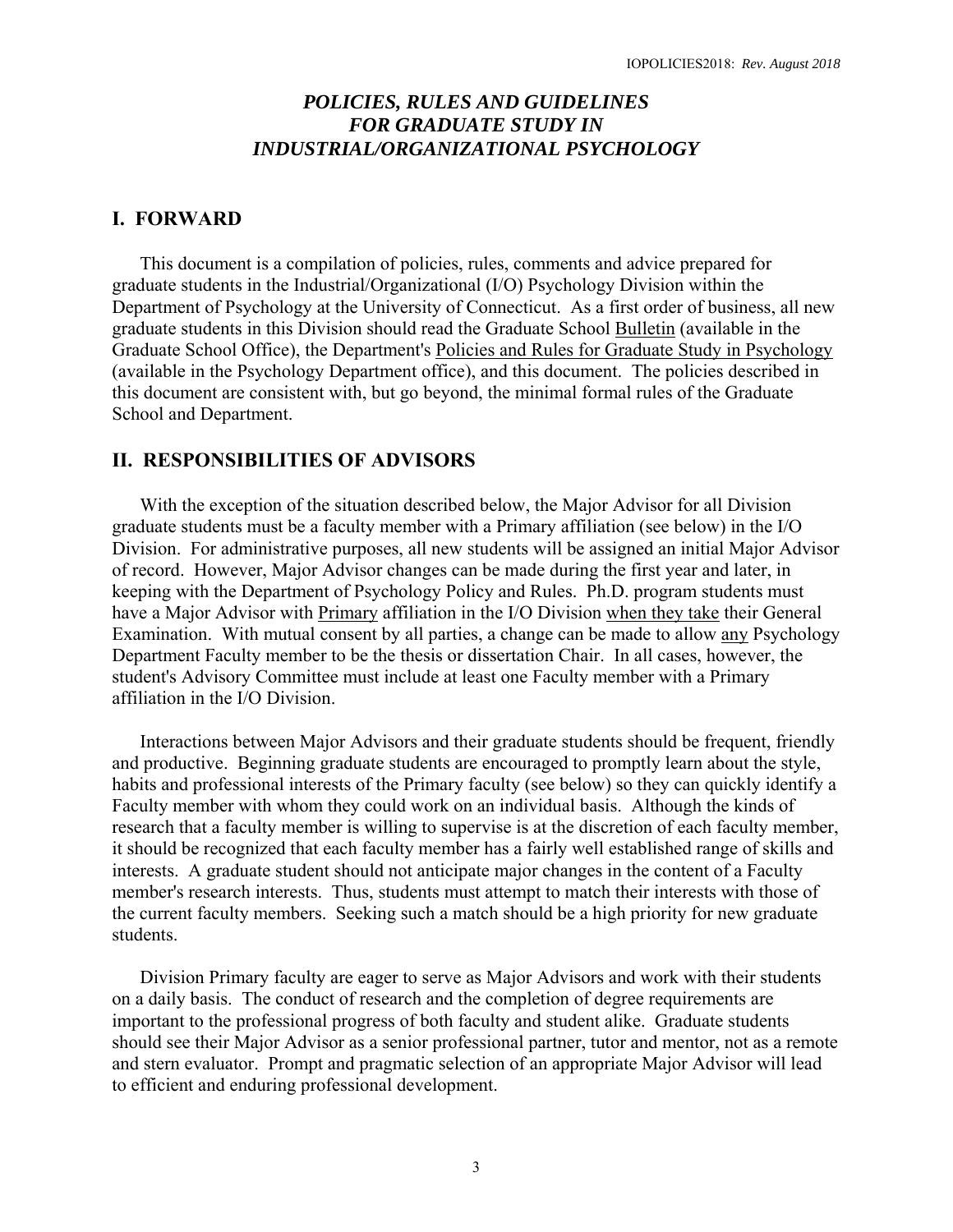### *POLICIES, RULES AND GUIDELINES FOR GRADUATE STUDY IN INDUSTRIAL/ORGANIZATIONAL PSYCHOLOGY*

## I. FORWARD

This document is a compilation of policies, rules, comments and advice prepared for graduate students in the Industrial/Organizational (I/O) Psychology Division within the Department of Psychology at the University of Connecticut. As a first order of business, all new graduate students in this Division should read the Graduate School Bulletin (available in the Graduate School Office), the Department's Policies and Rules for Graduate Study in Psychology (available in the Psychology Department office), and this document. The policies described in this document are consistent with, but go beyond, the minimal formal rules of the Graduate School and Department.

## II. RESPONSIBILITIES OF ADVISORS

With the exception of the situation described below, the Major Advisor for all Division graduate students must be a faculty member with a Primary affiliation (see below) in the I/O Division. For administrative purposes, all new students will be assigned an initial Major Advisor of record. However, Major Advisor changes can be made during the first year and later, in keeping with the Department of Psychology Policy and Rules. Ph.D. program students must have a Major Advisor with Primary affiliation in the I/O Division when they take their General Examination. With mutual consent by all parties, a change can be made to allow any Psychology Department Faculty member to be the thesis or dissertation Chair. In all cases, however, the student's Advisory Committee must include at least one Faculty member with a Primary affiliation in the I/O Division.

Interactions between Major Advisors and their graduate students should be frequent, friendly and productive. Beginning graduate students are encouraged to promptly learn about the style, habits and professional interests of the Primary faculty (see below) so they can quickly identify a Faculty member with whom they could work on an individual basis. Although the kinds of research that a faculty member is willing to supervise is at the discretion of each faculty member, it should be recognized that each faculty member has a fairly well established range of skills and interests. A graduate student should not anticipate major changes in the content of a Faculty member's research interests. Thus, students must attempt to match their interests with those of the current faculty members. Seeking such a match should be a high priority for new graduate students.

Division Primary faculty are eager to serve as Major Advisors and work with their students on a daily basis. The conduct of research and the completion of degree requirements are important to the professional progress of both faculty and student alike. Graduate students should see their Major Advisor as a senior professional partner, tutor and mentor, not as a remote and stern evaluator. Prompt and pragmatic selection of an appropriate Major Advisor will lead to efficient and enduring professional development.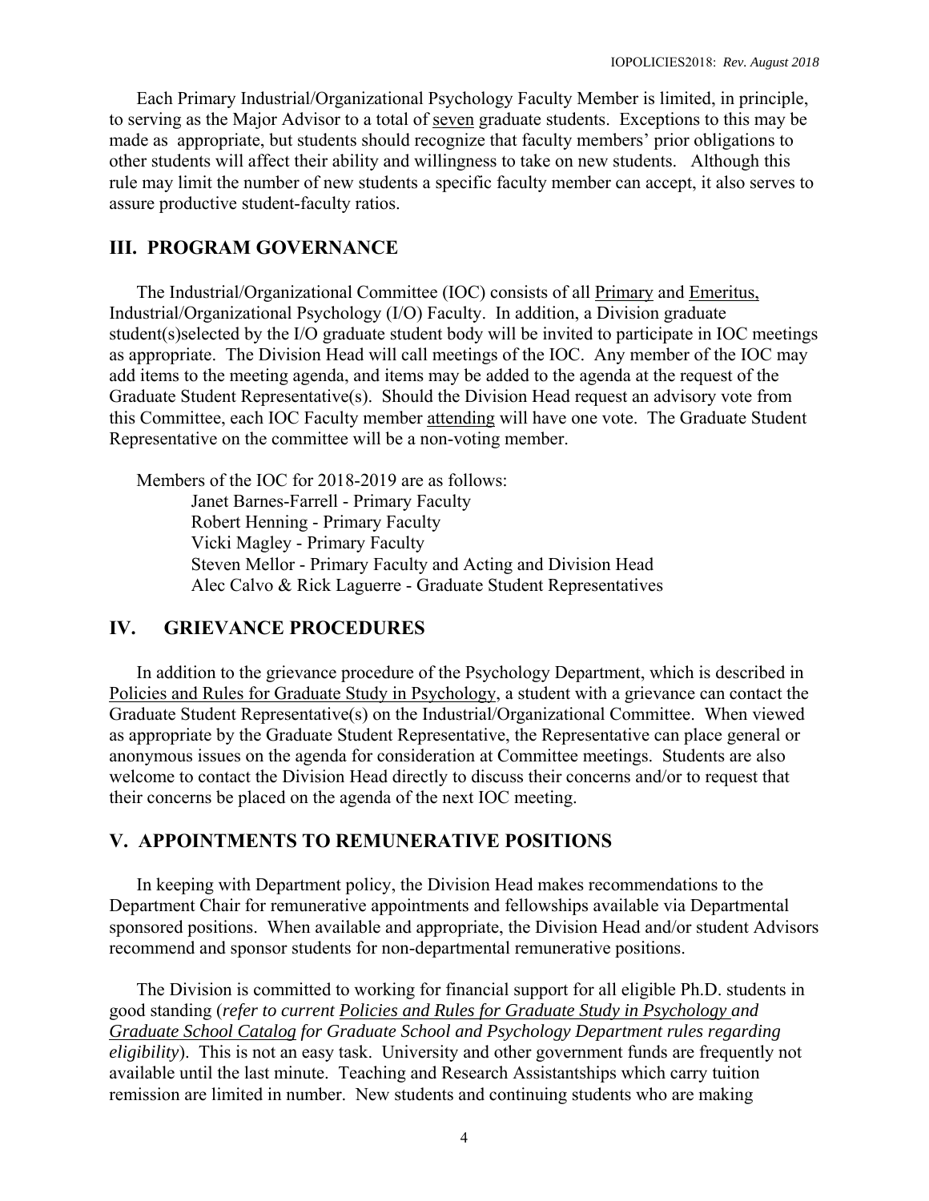Each Primary Industrial/Organizational Psychology Faculty Member is limited, in principle, to serving as the Major Advisor to a total of seven graduate students. Exceptions to this may be made as appropriate, but students should recognize that faculty members' prior obligations to other students will affect their ability and willingness to take on new students. Although this rule may limit the number of new students a specific faculty member can accept, it also serves to assure productive student-faculty ratios.

## III. PROGRAM GOVERNANCE

The Industrial/Organizational Committee (IOC) consists of all Primary and Emeritus, Industrial/Organizational Psychology (I/O) Faculty. In addition, a Division graduate student(s)selected by the I/O graduate student body will be invited to participate in IOC meetings as appropriate. The Division Head will call meetings of the IOC. Any member of the IOC may add items to the meeting agenda, and items may be added to the agenda at the request of the Graduate Student Representative(s). Should the Division Head request an advisory vote from this Committee, each IOC Faculty member attending will have one vote. The Graduate Student Representative on the committee will be a non-voting member.

Members of the IOC for 2018-2019 are as follows:

- Janet Barnes-Farrell - Primary Faculty
- Robert Henning - Primary Faculty
- Vicki Magley - Primary Faculty
- Steven Mellor - Primary Faculty and Acting and Division Head
- Alec Calvo & Rick Laguerre - Graduate Student Representatives

## IV. GRIEVANCE PROCEDURES

In addition to the grievance procedure of the Psychology Department, which is described in Policies and Rules for Graduate Study in Psychology, a student with a grievance can contact the Graduate Student Representative(s) on the Industrial/Organizational Committee. When viewed as appropriate by the Graduate Student Representative, the Representative can place general or anonymous issues on the agenda for consideration at Committee meetings. Students are also welcome to contact the Division Head directly to discuss their concerns and/or to request that their concerns be placed on the agenda of the next IOC meeting.

## V. APPOINTMENTS TO REMUNERATIVE POSITIONS

In keeping with Department policy, the Division Head makes recommendations to the Department Chair for remunerative appointments and fellowships available via Departmental sponsored positions. When available and appropriate, the Division Head and/or student Advisors recommend and sponsor students for non-departmental remunerative positions.

The Division is committed to working for financial support for all eligible Ph.D. students in good standing (*refer to current Policies and Rules for Graduate Study in Psychology and Graduate School Catalog for Graduate School and Psychology Department rules regarding eligibility*). This is not an easy task. University and other government funds are frequently not available until the last minute. Teaching and Research Assistantships which carry tuition remission are limited in number. New students and continuing students who are making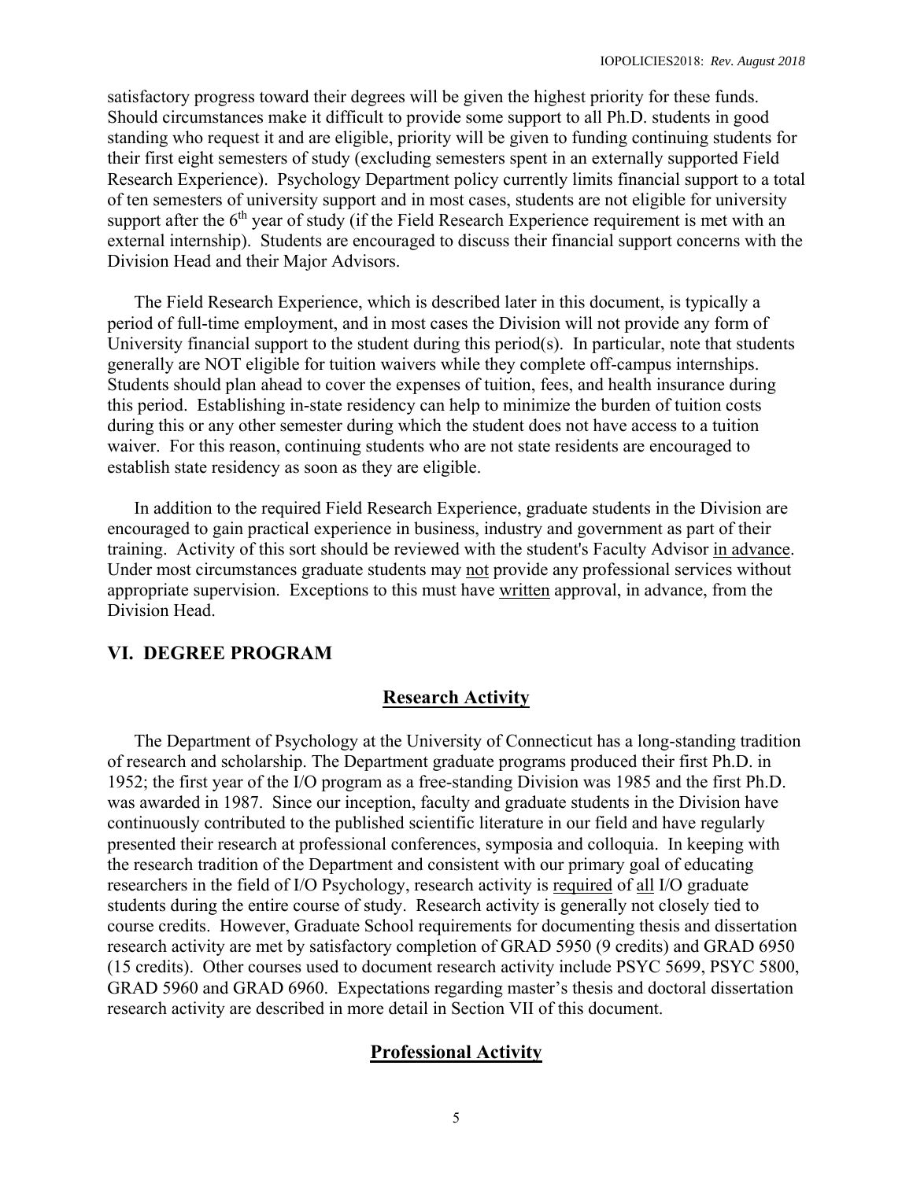satisfactory progress toward their degrees will be given the highest priority for these funds. Should circumstances make it difficult to provide some support to all Ph.D. students in good standing who request it and are eligible, priority will be given to funding continuing students for their first eight semesters of study (excluding semesters spent in an externally supported Field Research Experience). Psychology Department policy currently limits financial support to a total of ten semesters of university support and in most cases, students are not eligible for university support after the 6th year of study (if the Field Research Experience requirement is met with an external internship). Students are encouraged to discuss their financial support concerns with the Division Head and their Major Advisors.

The Field Research Experience, which is described later in this document, is typically a period of full-time employment, and in most cases the Division will not provide any form of University financial support to the student during this period(s). In particular, note that students generally are NOT eligible for tuition waivers while they complete off-campus internships. Students should plan ahead to cover the expenses of tuition, fees, and health insurance during this period. Establishing in-state residency can help to minimize the burden of tuition costs during this or any other semester during which the student does not have access to a tuition waiver. For this reason, continuing students who are not state residents are encouraged to establish state residency as soon as they are eligible.

In addition to the required Field Research Experience, graduate students in the Division are encouraged to gain practical experience in business, industry and government as part of their training. Activity of this sort should be reviewed with the student's Faculty Advisor in advance. Under most circumstances graduate students may not provide any professional services without appropriate supervision. Exceptions to this must have written approval, in advance, from the Division Head.

## VI. DEGREE PROGRAM

### Research Activity

The Department of Psychology at the University of Connecticut has a long-standing tradition of research and scholarship. The Department graduate programs produced their first Ph.D. in 1952; the first year of the I/O program as a free-standing Division was 1985 and the first Ph.D. was awarded in 1987. Since our inception, faculty and graduate students in the Division have continuously contributed to the published scientific literature in our field and have regularly presented their research at professional conferences, symposia and colloquia. In keeping with the research tradition of the Department and consistent with our primary goal of educating researchers in the field of I/O Psychology, research activity is required of all I/O graduate students during the entire course of study. Research activity is generally not closely tied to course credits. However, Graduate School requirements for documenting thesis and dissertation research activity are met by satisfactory completion of GRAD 5950 (9 credits) and GRAD 6950 (15 credits). Other courses used to document research activity include PSYC 5699, PSYC 5800, GRAD 5960 and GRAD 6960. Expectations regarding master's thesis and doctoral dissertation research activity are described in more detail in Section VII of this document.

### Professional Activity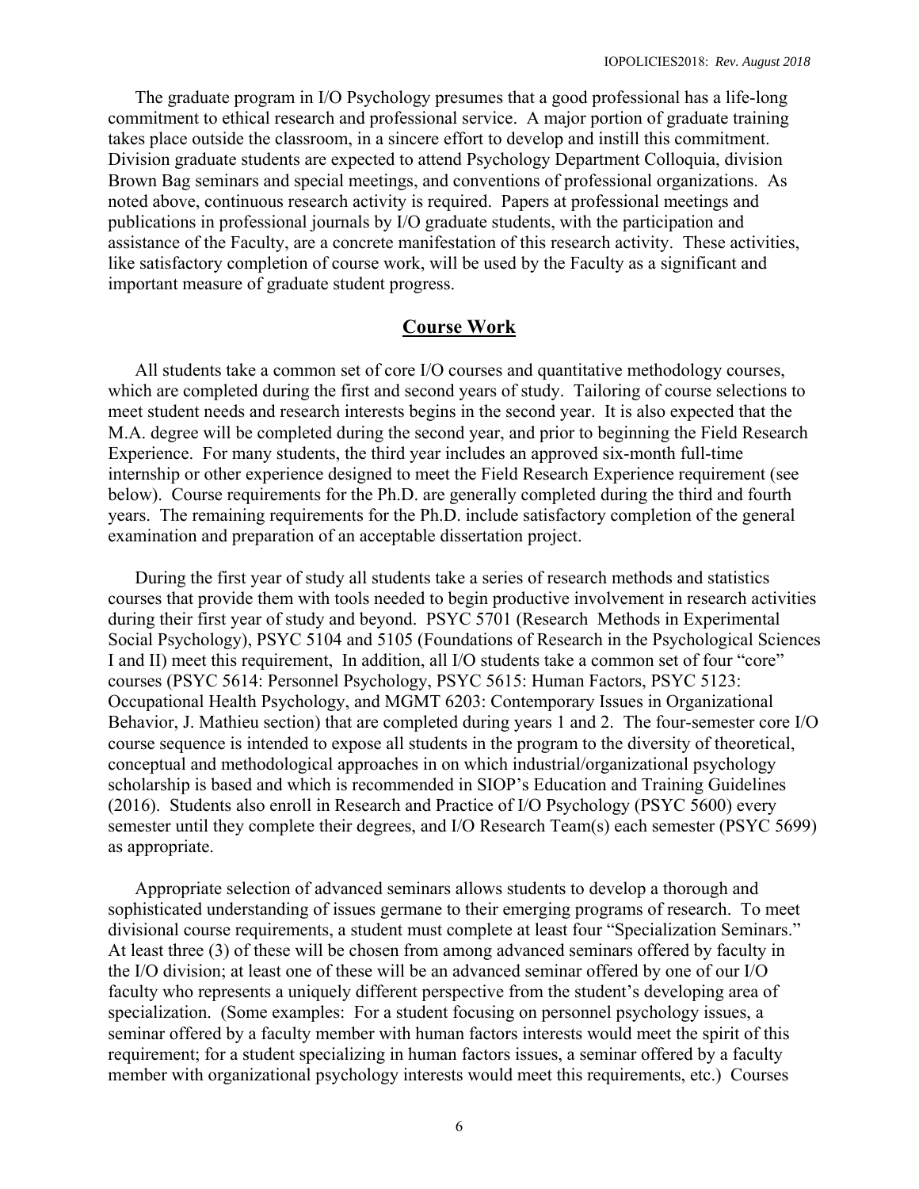The graduate program in I/O Psychology presumes that a good professional has a life-long commitment to ethical research and professional service. A major portion of graduate training takes place outside the classroom, in a sincere effort to develop and instill this commitment. Division graduate students are expected to attend Psychology Department Colloquia, division Brown Bag seminars and special meetings, and conventions of professional organizations. As noted above, continuous research activity is required. Papers at professional meetings and publications in professional journals by I/O graduate students, with the participation and assistance of the Faculty, are a concrete manifestation of this research activity. These activities, like satisfactory completion of course work, will be used by the Faculty as a significant and important measure of graduate student progress.

## Course Work

All students take a common set of core I/O courses and quantitative methodology courses, which are completed during the first and second years of study. Tailoring of course selections to meet student needs and research interests begins in the second year. It is also expected that the M.A. degree will be completed during the second year, and prior to beginning the Field Research Experience. For many students, the third year includes an approved six-month full-time internship or other experience designed to meet the Field Research Experience requirement (see below). Course requirements for the Ph.D. are generally completed during the third and fourth years. The remaining requirements for the Ph.D. include satisfactory completion of the general examination and preparation of an acceptable dissertation project.

During the first year of study all students take a series of research methods and statistics courses that provide them with tools needed to begin productive involvement in research activities during their first year of study and beyond. PSYC 5701 (Research Methods in Experimental Social Psychology), PSYC 5104 and 5105 (Foundations of Research in the Psychological Sciences I and II) meet this requirement, In addition, all I/O students take a common set of four "core" courses (PSYC 5614: Personnel Psychology, PSYC 5615: Human Factors, PSYC 5123: Occupational Health Psychology, and MGMT 6203: Contemporary Issues in Organizational Behavior, J. Mathieu section) that are completed during years 1 and 2. The four-semester core I/O course sequence is intended to expose all students in the program to the diversity of theoretical, conceptual and methodological approaches in on which industrial/organizational psychology scholarship is based and which is recommended in SIOP's Education and Training Guidelines (2016). Students also enroll in Research and Practice of I/O Psychology (PSYC 5600) every semester until they complete their degrees, and I/O Research Team(s) each semester (PSYC 5699) as appropriate.

Appropriate selection of advanced seminars allows students to develop a thorough and sophisticated understanding of issues germane to their emerging programs of research. To meet divisional course requirements, a student must complete at least four "Specialization Seminars." At least three (3) of these will be chosen from among advanced seminars offered by faculty in the I/O division; at least one of these will be an advanced seminar offered by one of our I/O faculty who represents a uniquely different perspective from the student's developing area of specialization. (Some examples: For a student focusing on personnel psychology issues, a seminar offered by a faculty member with human factors interests would meet the spirit of this requirement; for a student specializing in human factors issues, a seminar offered by a faculty member with organizational psychology interests would meet this requirements, etc.) Courses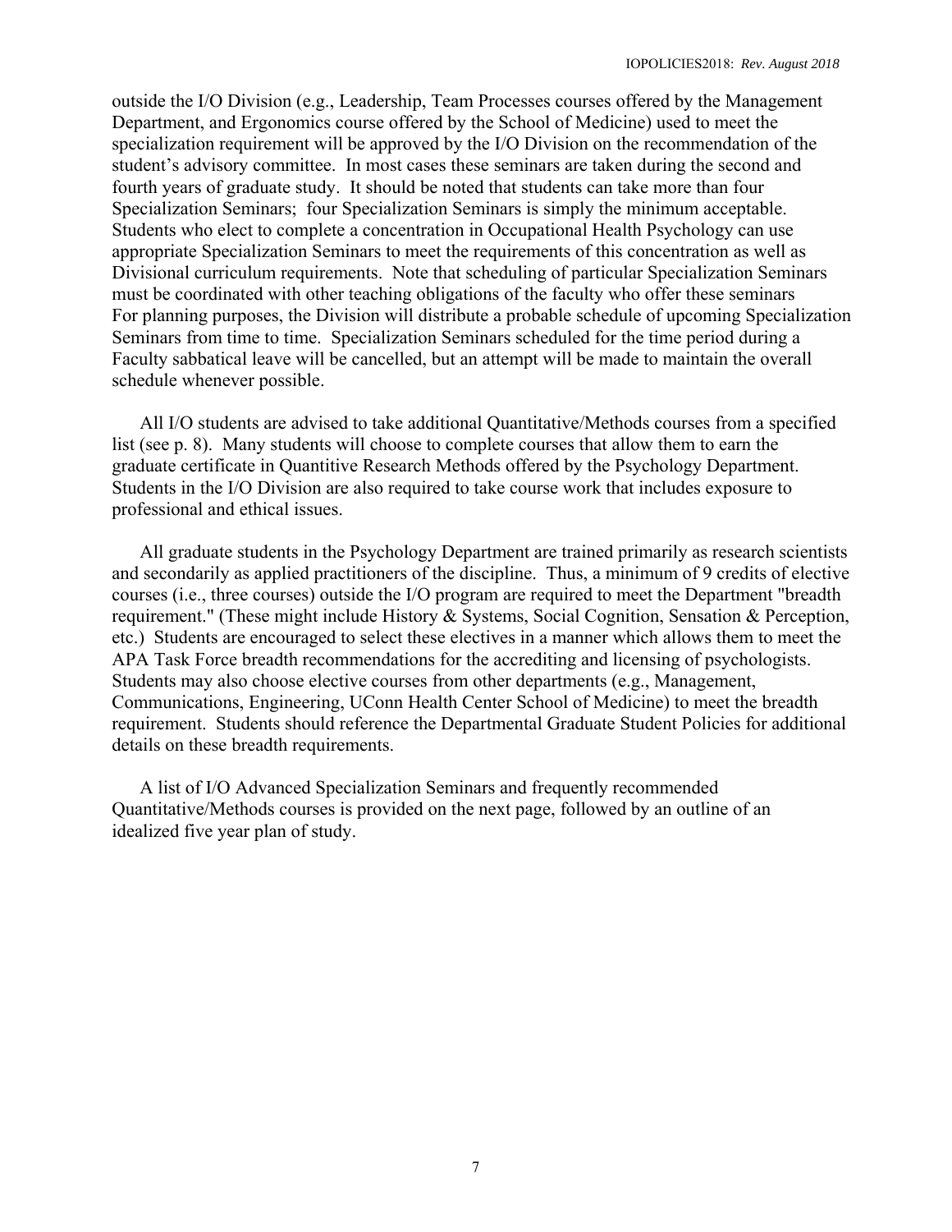outside the I/O Division (e.g., Leadership, Team Processes courses offered by the Management Department, and Ergonomics course offered by the School of Medicine) used to meet the specialization requirement will be approved by the I/O Division on the recommendation of the student's advisory committee. In most cases these seminars are taken during the second and fourth years of graduate study. It should be noted that students can take more than four Specialization Seminars; four Specialization Seminars is simply the minimum acceptable. Students who elect to complete a concentration in Occupational Health Psychology can use appropriate Specialization Seminars to meet the requirements of this concentration as well as Divisional curriculum requirements. Note that scheduling of particular Specialization Seminars must be coordinated with other teaching obligations of the faculty who offer these seminars For planning purposes, the Division will distribute a probable schedule of upcoming Specialization Seminars from time to time. Specialization Seminars scheduled for the time period during a Faculty sabbatical leave will be cancelled, but an attempt will be made to maintain the overall schedule whenever possible.

All I/O students are advised to take additional Quantitative/Methods courses from a specified list (see p. 8). Many students will choose to complete courses that allow them to earn the graduate certificate in Quantitive Research Methods offered by the Psychology Department. Students in the I/O Division are also required to take course work that includes exposure to professional and ethical issues.

All graduate students in the Psychology Department are trained primarily as research scientists and secondarily as applied practitioners of the discipline. Thus, a minimum of 9 credits of elective courses (i.e., three courses) outside the I/O program are required to meet the Department "breadth requirement." (These might include History & Systems, Social Cognition, Sensation & Perception, etc.) Students are encouraged to select these electives in a manner which allows them to meet the APA Task Force breadth recommendations for the accrediting and licensing of psychologists. Students may also choose elective courses from other departments (e.g., Management, Communications, Engineering, UConn Health Center School of Medicine) to meet the breadth requirement. Students should reference the Departmental Graduate Student Policies for additional details on these breadth requirements.

A list of I/O Advanced Specialization Seminars and frequently recommended Quantitative/Methods courses is provided on the next page, followed by an outline of an idealized five year plan of study.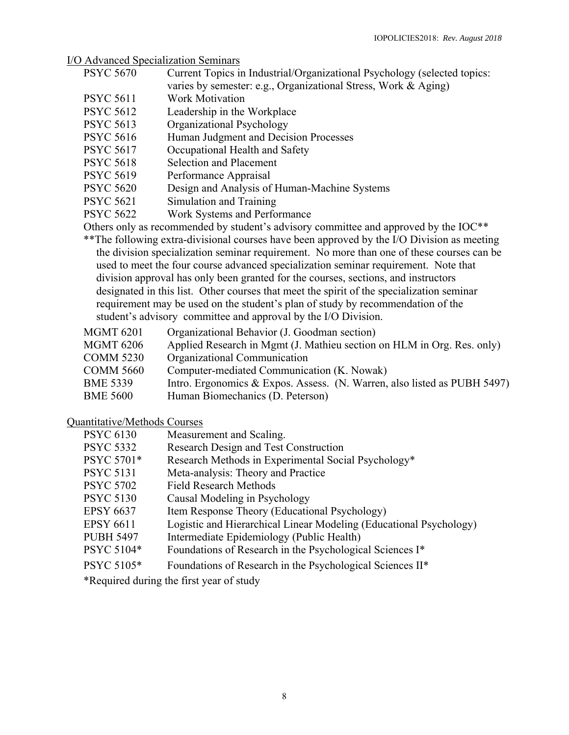<u>I/O Advanced Specialization Seminars</u>

| | |
|---|---|
| PSYC 5670 | Current Topics in Industrial/Organizational Psychology (selected topics: varies by semester: e.g., Organizational Stress, Work & Aging) |
| PSYC 5611 | Work Motivation |
| PSYC 5612 | Leadership in the Workplace |
| PSYC 5613 | Organizational Psychology |
| PSYC 5616 | Human Judgment and Decision Processes |
| PSYC 5617 | Occupational Health and Safety |
| PSYC 5618 | Selection and Placement |
| PSYC 5619 | Performance Appraisal |
| PSYC 5620 | Design and Analysis of Human-Machine Systems |
| PSYC 5621 | Simulation and Training |
| PSYC 5622 | Work Systems and Performance |

Others only as recommended by student's advisory committee and approved by the IOC**

**The following extra-divisional courses have been approved by the I/O Division as meeting the division specialization seminar requirement. No more than one of these courses can be used to meet the four course advanced specialization seminar requirement. Note that division approval has only been granted for the courses, sections, and instructors designated in this list. Other courses that meet the spirit of the specialization seminar requirement may be used on the student's plan of study by recommendation of the student's advisory committee and approval by the I/O Division.

| | |
|---|---|
| MGMT 6201 | Organizational Behavior (J. Goodman section) |
| MGMT 6206 | Applied Research in Mgmt (J. Mathieu section on HLM in Org. Res. only) |
| COMM 5230 | Organizational Communication |
| COMM 5660 | Computer-mediated Communication (K. Nowak) |
| BME 5339 | Intro. Ergonomics & Expos. Assess. (N. Warren, also listed as PUBH 5497) |
| BME 5600 | Human Biomechanics (D. Peterson) |

<u>Quantitative/Methods Courses</u>

| | |
|---|---|
| PSYC 6130 | Measurement and Scaling. |
| PSYC 5332 | Research Design and Test Construction |
| PSYC 5701* | Research Methods in Experimental Social Psychology* |
| PSYC 5131 | Meta-analysis: Theory and Practice |
| PSYC 5702 | Field Research Methods |
| PSYC 5130 | Causal Modeling in Psychology |
| EPSY 6637 | Item Response Theory (Educational Psychology) |
| EPSY 6611 | Logistic and Hierarchical Linear Modeling (Educational Psychology) |
| PUBH 5497 | Intermediate Epidemiology (Public Health) |
| PSYC 5104* | Foundations of Research in the Psychological Sciences I* |
| PSYC 5105* | Foundations of Research in the Psychological Sciences II* |

*Required during the first year of study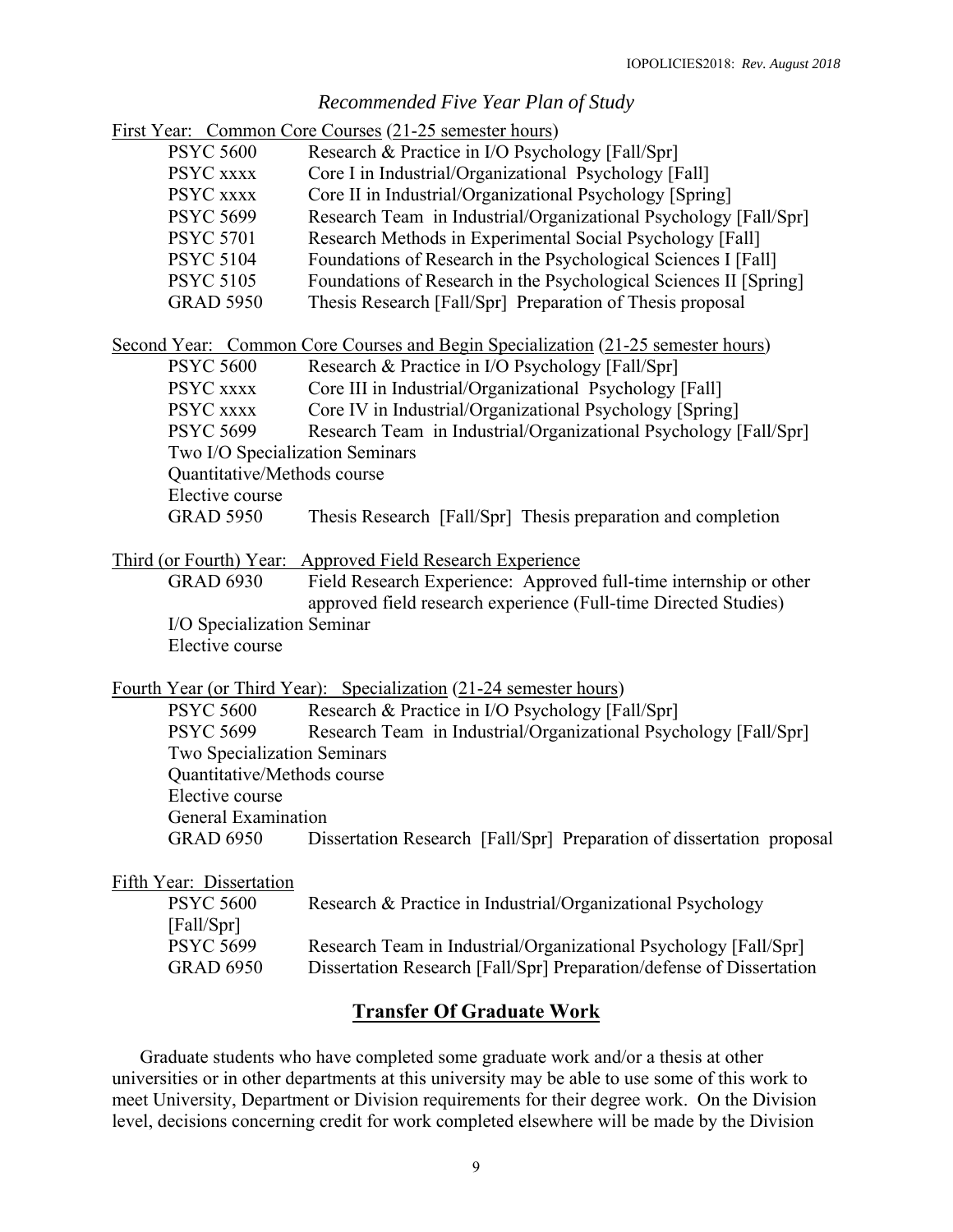## *Recommended Five Year Plan of Study*

First Year: Common Core Courses (21-25 semester hours)

| | |
|---|---|
| PSYC 5600 | Research & Practice in I/O Psychology [Fall/Spr] |
| PSYC xxxx | Core I in Industrial/Organizational Psychology [Fall] |
| PSYC xxxx | Core II in Industrial/Organizational Psychology [Spring] |
| PSYC 5699 | Research Team in Industrial/Organizational Psychology [Fall/Spr] |
| PSYC 5701 | Research Methods in Experimental Social Psychology [Fall] |
| PSYC 5104 | Foundations of Research in the Psychological Sciences I [Fall] |
| PSYC 5105 | Foundations of Research in the Psychological Sciences II [Spring] |
| GRAD 5950 | Thesis Research [Fall/Spr] Preparation of Thesis proposal |

Second Year: Common Core Courses and Begin Specialization (21-25 semester hours)

| | |
|---|---|
| PSYC 5600 | Research & Practice in I/O Psychology [Fall/Spr] |
| PSYC xxxx | Core III in Industrial/Organizational Psychology [Fall] |
| PSYC xxxx | Core IV in Industrial/Organizational Psychology [Spring] |
| PSYC 5699 | Research Team in Industrial/Organizational Psychology [Fall/Spr] |
| Two I/O Specialization Seminars | |
| Quantitative/Methods course | |
| Elective course | |
| GRAD 5950 | Thesis Research [Fall/Spr] Thesis preparation and completion |

Third (or Fourth) Year: Approved Field Research Experience

| | |
|---|---|
| GRAD 6930 | Field Research Experience: Approved full-time internship or other approved field research experience (Full-time Directed Studies) |
| I/O Specialization Seminar | |
| Elective course | |

Fourth Year (or Third Year): Specialization (21-24 semester hours)

| | |
|---|---|
| PSYC 5600 | Research & Practice in I/O Psychology [Fall/Spr] |
| PSYC 5699 | Research Team in Industrial/Organizational Psychology [Fall/Spr] |
| Two Specialization Seminars | |
| Quantitative/Methods course | |
| Elective course | |
| General Examination | |
| GRAD 6950 | Dissertation Research [Fall/Spr] Preparation of dissertation proposal |

Fifth Year: Dissertation

| | |
|---|---|
| PSYC 5600 [Fall/Spr] | Research & Practice in Industrial/Organizational Psychology |
| PSYC 5699 | Research Team in Industrial/Organizational Psychology [Fall/Spr] |
| GRAD 6950 | Dissertation Research [Fall/Spr] Preparation/defense of Dissertation |

## **Transfer Of Graduate Work**

Graduate students who have completed some graduate work and/or a thesis at other universities or in other departments at this university may be able to use some of this work to meet University, Department or Division requirements for their degree work. On the Division level, decisions concerning credit for work completed elsewhere will be made by the Division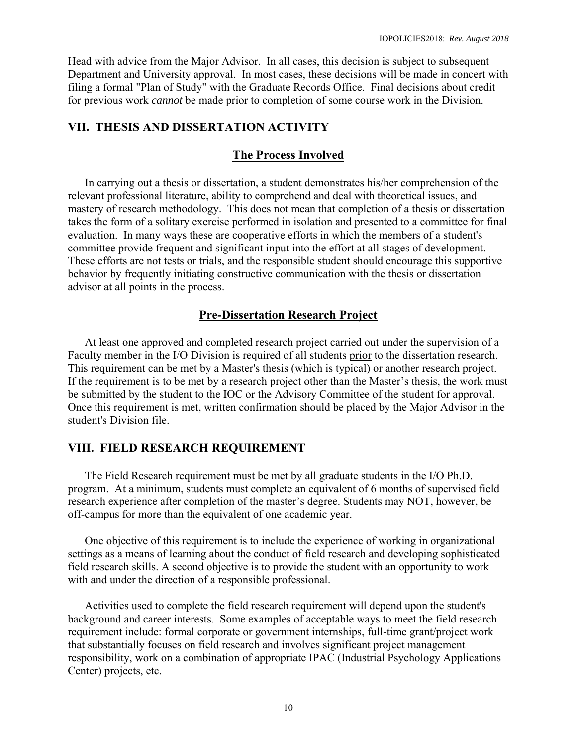Head with advice from the Major Advisor. In all cases, this decision is subject to subsequent Department and University approval. In most cases, these decisions will be made in concert with filing a formal "Plan of Study" with the Graduate Records Office. Final decisions about credit for previous work *cannot* be made prior to completion of some course work in the Division.

## VII. THESIS AND DISSERTATION ACTIVITY

### The Process Involved

In carrying out a thesis or dissertation, a student demonstrates his/her comprehension of the relevant professional literature, ability to comprehend and deal with theoretical issues, and mastery of research methodology. This does not mean that completion of a thesis or dissertation takes the form of a solitary exercise performed in isolation and presented to a committee for final evaluation. In many ways these are cooperative efforts in which the members of a student's committee provide frequent and significant input into the effort at all stages of development. These efforts are not tests or trials, and the responsible student should encourage this supportive behavior by frequently initiating constructive communication with the thesis or dissertation advisor at all points in the process.

### Pre-Dissertation Research Project

At least one approved and completed research project carried out under the supervision of a Faculty member in the I/O Division is required of all students prior to the dissertation research. This requirement can be met by a Master's thesis (which is typical) or another research project. If the requirement is to be met by a research project other than the Master's thesis, the work must be submitted by the student to the IOC or the Advisory Committee of the student for approval. Once this requirement is met, written confirmation should be placed by the Major Advisor in the student's Division file.

## VIII. FIELD RESEARCH REQUIREMENT

The Field Research requirement must be met by all graduate students in the I/O Ph.D. program. At a minimum, students must complete an equivalent of 6 months of supervised field research experience after completion of the master's degree. Students may NOT, however, be off-campus for more than the equivalent of one academic year.

One objective of this requirement is to include the experience of working in organizational settings as a means of learning about the conduct of field research and developing sophisticated field research skills. A second objective is to provide the student with an opportunity to work with and under the direction of a responsible professional.

Activities used to complete the field research requirement will depend upon the student's background and career interests. Some examples of acceptable ways to meet the field research requirement include: formal corporate or government internships, full-time grant/project work that substantially focuses on field research and involves significant project management responsibility, work on a combination of appropriate IPAC (Industrial Psychology Applications Center) projects, etc.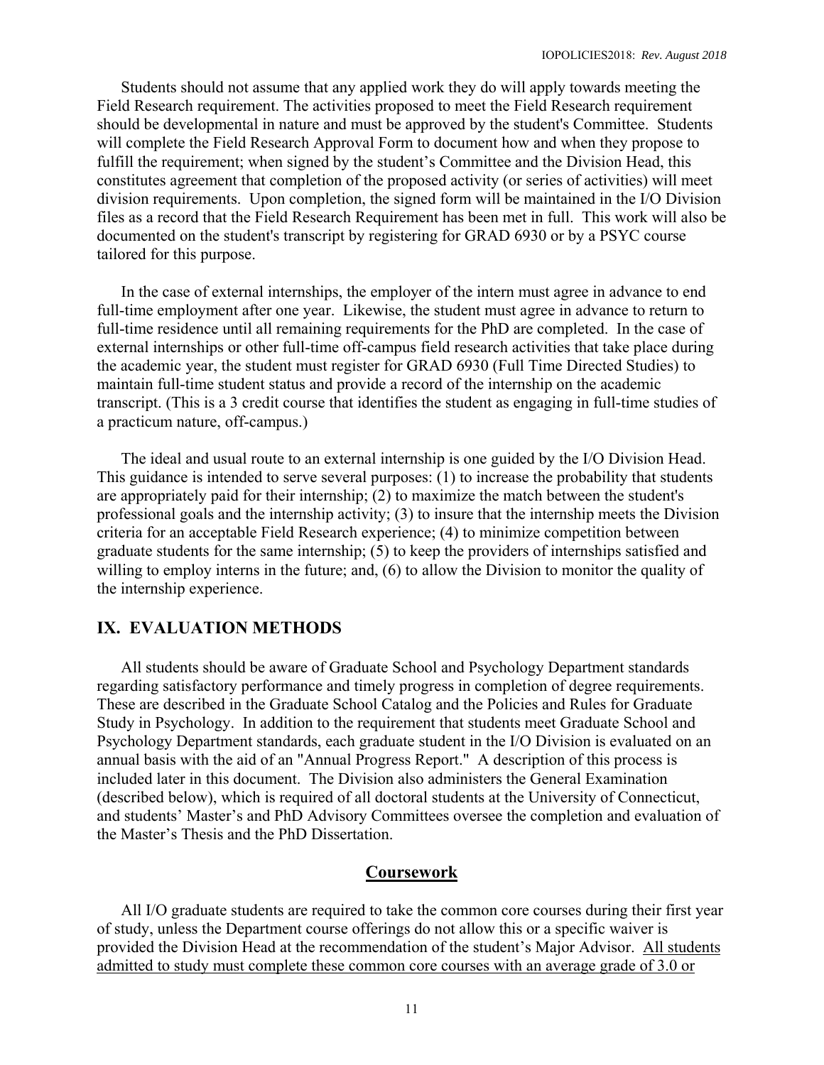Students should not assume that any applied work they do will apply towards meeting the Field Research requirement. The activities proposed to meet the Field Research requirement should be developmental in nature and must be approved by the student's Committee. Students will complete the Field Research Approval Form to document how and when they propose to fulfill the requirement; when signed by the student's Committee and the Division Head, this constitutes agreement that completion of the proposed activity (or series of activities) will meet division requirements. Upon completion, the signed form will be maintained in the I/O Division files as a record that the Field Research Requirement has been met in full. This work will also be documented on the student's transcript by registering for GRAD 6930 or by a PSYC course tailored for this purpose.

In the case of external internships, the employer of the intern must agree in advance to end full-time employment after one year. Likewise, the student must agree in advance to return to full-time residence until all remaining requirements for the PhD are completed. In the case of external internships or other full-time off-campus field research activities that take place during the academic year, the student must register for GRAD 6930 (Full Time Directed Studies) to maintain full-time student status and provide a record of the internship on the academic transcript. (This is a 3 credit course that identifies the student as engaging in full-time studies of a practicum nature, off-campus.)

The ideal and usual route to an external internship is one guided by the I/O Division Head. This guidance is intended to serve several purposes: (1) to increase the probability that students are appropriately paid for their internship; (2) to maximize the match between the student's professional goals and the internship activity; (3) to insure that the internship meets the Division criteria for an acceptable Field Research experience; (4) to minimize competition between graduate students for the same internship; (5) to keep the providers of internships satisfied and willing to employ interns in the future; and, (6) to allow the Division to monitor the quality of the internship experience.

## IX. EVALUATION METHODS

All students should be aware of Graduate School and Psychology Department standards regarding satisfactory performance and timely progress in completion of degree requirements. These are described in the Graduate School Catalog and the Policies and Rules for Graduate Study in Psychology. In addition to the requirement that students meet Graduate School and Psychology Department standards, each graduate student in the I/O Division is evaluated on an annual basis with the aid of an "Annual Progress Report." A description of this process is included later in this document. The Division also administers the General Examination (described below), which is required of all doctoral students at the University of Connecticut, and students' Master's and PhD Advisory Committees oversee the completion and evaluation of the Master's Thesis and the PhD Dissertation.

### Coursework

All I/O graduate students are required to take the common core courses during their first year of study, unless the Department course offerings do not allow this or a specific waiver is provided the Division Head at the recommendation of the student's Major Advisor. <u>All students admitted to study must complete these common core courses with an average grade of 3.0 or</u>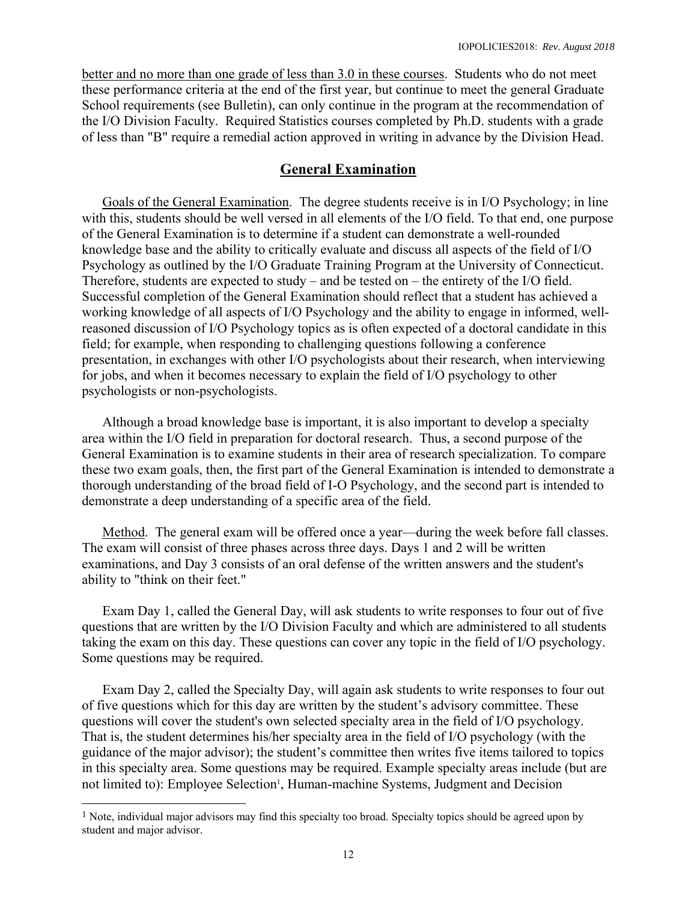better and no more than one grade of less than 3.0 in these courses. Students who do not meet these performance criteria at the end of the first year, but continue to meet the general Graduate School requirements (see Bulletin), can only continue in the program at the recommendation of the I/O Division Faculty. Required Statistics courses completed by Ph.D. students with a grade of less than "B" require a remedial action approved in writing in advance by the Division Head.

## General Examination

Goals of the General Examination. The degree students receive is in I/O Psychology; in line with this, students should be well versed in all elements of the I/O field. To that end, one purpose of the General Examination is to determine if a student can demonstrate a well-rounded knowledge base and the ability to critically evaluate and discuss all aspects of the field of I/O Psychology as outlined by the I/O Graduate Training Program at the University of Connecticut. Therefore, students are expected to study – and be tested on – the entirety of the I/O field. Successful completion of the General Examination should reflect that a student has achieved a working knowledge of all aspects of I/O Psychology and the ability to engage in informed, well-reasoned discussion of I/O Psychology topics as is often expected of a doctoral candidate in this field; for example, when responding to challenging questions following a conference presentation, in exchanges with other I/O psychologists about their research, when interviewing for jobs, and when it becomes necessary to explain the field of I/O psychology to other psychologists or non-psychologists.

Although a broad knowledge base is important, it is also important to develop a specialty area within the I/O field in preparation for doctoral research. Thus, a second purpose of the General Examination is to examine students in their area of research specialization. To compare these two exam goals, then, the first part of the General Examination is intended to demonstrate a thorough understanding of the broad field of I-O Psychology, and the second part is intended to demonstrate a deep understanding of a specific area of the field.

Method. The general exam will be offered once a year—during the week before fall classes. The exam will consist of three phases across three days. Days 1 and 2 will be written examinations, and Day 3 consists of an oral defense of the written answers and the student's ability to "think on their feet."

Exam Day 1, called the General Day, will ask students to write responses to four out of five questions that are written by the I/O Division Faculty and which are administered to all students taking the exam on this day. These questions can cover any topic in the field of I/O psychology. Some questions may be required.

Exam Day 2, called the Specialty Day, will again ask students to write responses to four out of five questions which for this day are written by the student's advisory committee. These questions will cover the student's own selected specialty area in the field of I/O psychology. That is, the student determines his/her specialty area in the field of I/O psychology (with the guidance of the major advisor); the student's committee then writes five items tailored to topics in this specialty area. Some questions may be required. Example specialty areas include (but are not limited to): Employee Selection[1], Human-machine Systems, Judgment and Decision

[1] Note, individual major advisors may find this specialty too broad. Specialty topics should be agreed upon by student and major advisor.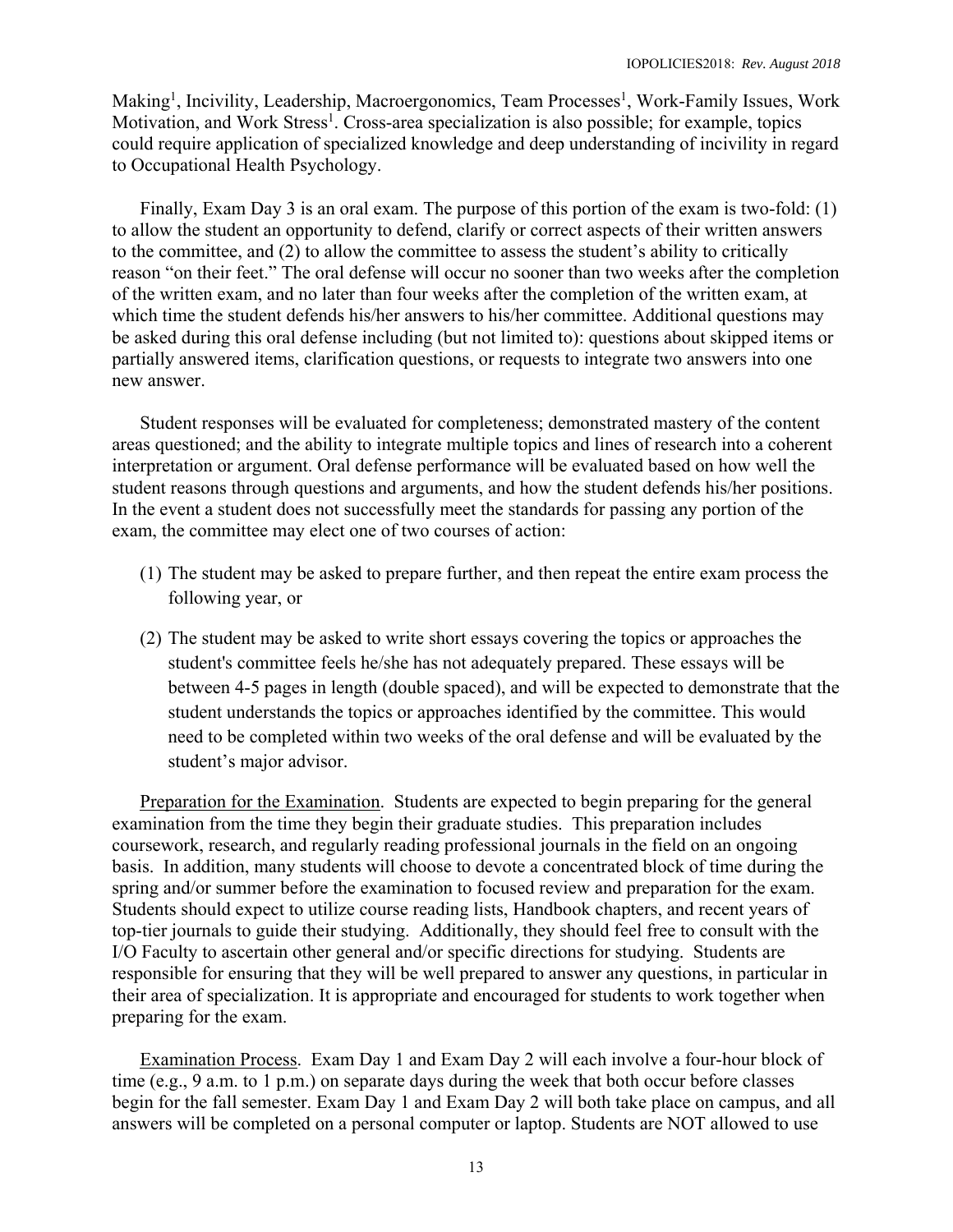Making[1], Incivility, Leadership, Macroergonomics, Team Processes[1], Work-Family Issues, Work Motivation, and Work Stress[1]. Cross-area specialization is also possible; for example, topics could require application of specialized knowledge and deep understanding of incivility in regard to Occupational Health Psychology.

Finally, Exam Day 3 is an oral exam. The purpose of this portion of the exam is two-fold: (1) to allow the student an opportunity to defend, clarify or correct aspects of their written answers to the committee, and (2) to allow the committee to assess the student's ability to critically reason "on their feet." The oral defense will occur no sooner than two weeks after the completion of the written exam, and no later than four weeks after the completion of the written exam, at which time the student defends his/her answers to his/her committee. Additional questions may be asked during this oral defense including (but not limited to): questions about skipped items or partially answered items, clarification questions, or requests to integrate two answers into one new answer.

Student responses will be evaluated for completeness; demonstrated mastery of the content areas questioned; and the ability to integrate multiple topics and lines of research into a coherent interpretation or argument. Oral defense performance will be evaluated based on how well the student reasons through questions and arguments, and how the student defends his/her positions. In the event a student does not successfully meet the standards for passing any portion of the exam, the committee may elect one of two courses of action:

(1) The student may be asked to prepare further, and then repeat the entire exam process the following year, or

(2) The student may be asked to write short essays covering the topics or approaches the student's committee feels he/she has not adequately prepared. These essays will be between 4-5 pages in length (double spaced), and will be expected to demonstrate that the student understands the topics or approaches identified by the committee. This would need to be completed within two weeks of the oral defense and will be evaluated by the student's major advisor.

Preparation for the Examination. Students are expected to begin preparing for the general examination from the time they begin their graduate studies. This preparation includes coursework, research, and regularly reading professional journals in the field on an ongoing basis. In addition, many students will choose to devote a concentrated block of time during the spring and/or summer before the examination to focused review and preparation for the exam. Students should expect to utilize course reading lists, Handbook chapters, and recent years of top-tier journals to guide their studying. Additionally, they should feel free to consult with the I/O Faculty to ascertain other general and/or specific directions for studying. Students are responsible for ensuring that they will be well prepared to answer any questions, in particular in their area of specialization. It is appropriate and encouraged for students to work together when preparing for the exam.

Examination Process. Exam Day 1 and Exam Day 2 will each involve a four-hour block of time (e.g., 9 a.m. to 1 p.m.) on separate days during the week that both occur before classes begin for the fall semester. Exam Day 1 and Exam Day 2 will both take place on campus, and all answers will be completed on a personal computer or laptop. Students are NOT allowed to use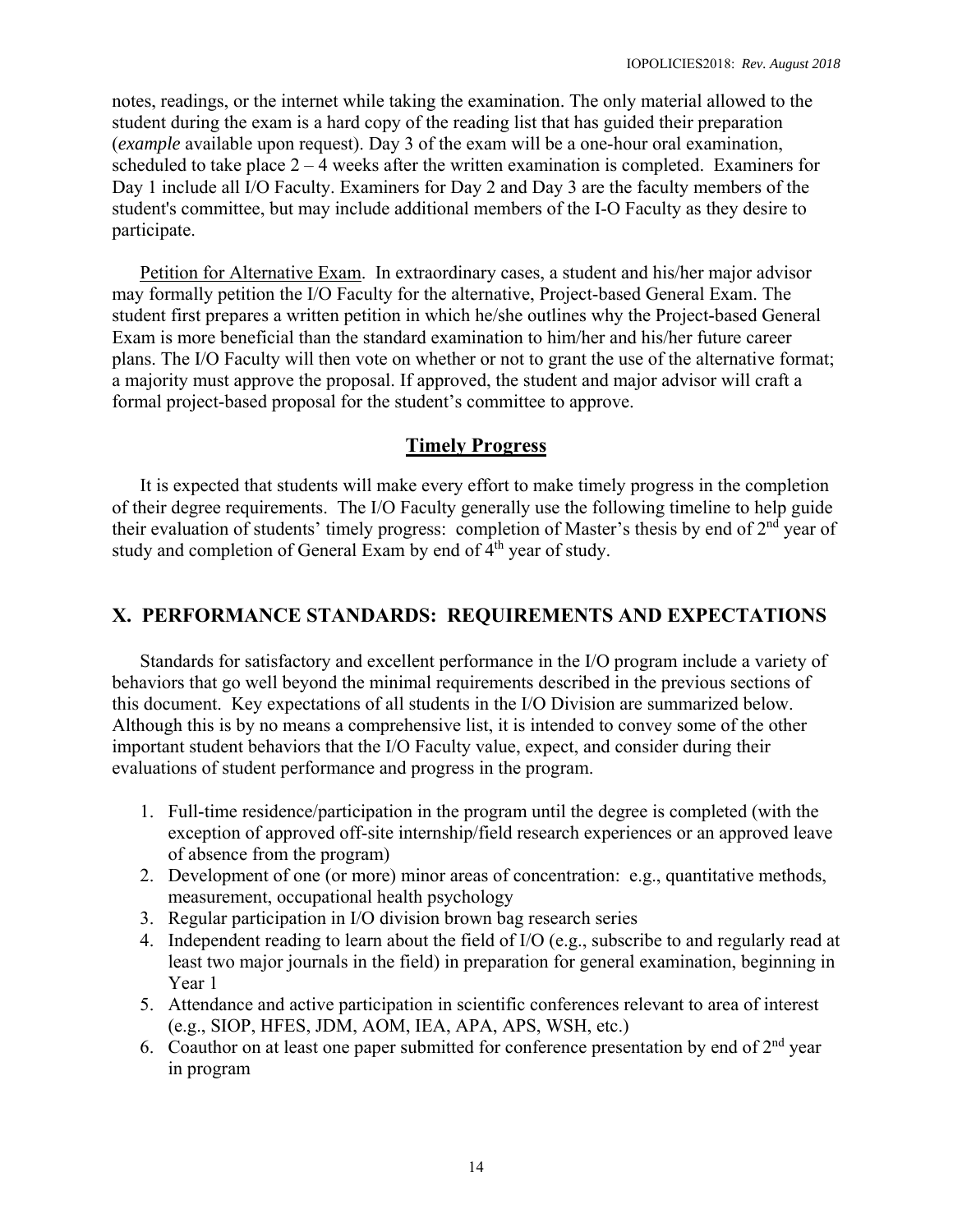notes, readings, or the internet while taking the examination. The only material allowed to the student during the exam is a hard copy of the reading list that has guided their preparation (*example* available upon request). Day 3 of the exam will be a one-hour oral examination, scheduled to take place 2 – 4 weeks after the written examination is completed. Examiners for Day 1 include all I/O Faculty. Examiners for Day 2 and Day 3 are the faculty members of the student's committee, but may include additional members of the I-O Faculty as they desire to participate.

<u>Petition for Alternative Exam</u>. In extraordinary cases, a student and his/her major advisor may formally petition the I/O Faculty for the alternative, Project-based General Exam. The student first prepares a written petition in which he/she outlines why the Project-based General Exam is more beneficial than the standard examination to him/her and his/her future career plans. The I/O Faculty will then vote on whether or not to grant the use of the alternative format; a majority must approve the proposal. If approved, the student and major advisor will craft a formal project-based proposal for the student's committee to approve.

## Timely Progress

It is expected that students will make every effort to make timely progress in the completion of their degree requirements. The I/O Faculty generally use the following timeline to help guide their evaluation of students' timely progress: completion of Master's thesis by end of 2nd year of study and completion of General Exam by end of 4th year of study.

## X. PERFORMANCE STANDARDS: REQUIREMENTS AND EXPECTATIONS

Standards for satisfactory and excellent performance in the I/O program include a variety of behaviors that go well beyond the minimal requirements described in the previous sections of this document. Key expectations of all students in the I/O Division are summarized below. Although this is by no means a comprehensive list, it is intended to convey some of the other important student behaviors that the I/O Faculty value, expect, and consider during their evaluations of student performance and progress in the program.

1. Full-time residence/participation in the program until the degree is completed (with the exception of approved off-site internship/field research experiences or an approved leave of absence from the program)
2. Development of one (or more) minor areas of concentration: e.g., quantitative methods, measurement, occupational health psychology
3. Regular participation in I/O division brown bag research series
4. Independent reading to learn about the field of I/O (e.g., subscribe to and regularly read at least two major journals in the field) in preparation for general examination, beginning in Year 1
5. Attendance and active participation in scientific conferences relevant to area of interest (e.g., SIOP, HFES, JDM, AOM, IEA, APA, APS, WSH, etc.)
6. Coauthor on at least one paper submitted for conference presentation by end of 2nd year in program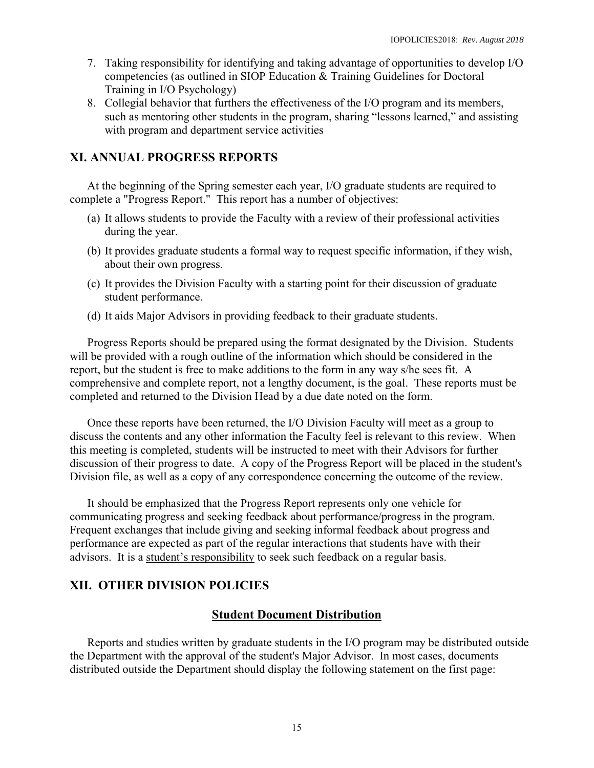7. Taking responsibility for identifying and taking advantage of opportunities to develop I/O competencies (as outlined in SIOP Education & Training Guidelines for Doctoral Training in I/O Psychology)
8. Collegial behavior that furthers the effectiveness of the I/O program and its members, such as mentoring other students in the program, sharing "lessons learned," and assisting with program and department service activities

## XI. ANNUAL PROGRESS REPORTS

At the beginning of the Spring semester each year, I/O graduate students are required to complete a "Progress Report." This report has a number of objectives:

(a) It allows students to provide the Faculty with a review of their professional activities during the year.

(b) It provides graduate students a formal way to request specific information, if they wish, about their own progress.

(c) It provides the Division Faculty with a starting point for their discussion of graduate student performance.

(d) It aids Major Advisors in providing feedback to their graduate students.

Progress Reports should be prepared using the format designated by the Division. Students will be provided with a rough outline of the information which should be considered in the report, but the student is free to make additions to the form in any way s/he sees fit. A comprehensive and complete report, not a lengthy document, is the goal. These reports must be completed and returned to the Division Head by a due date noted on the form.

Once these reports have been returned, the I/O Division Faculty will meet as a group to discuss the contents and any other information the Faculty feel is relevant to this review. When this meeting is completed, students will be instructed to meet with their Advisors for further discussion of their progress to date. A copy of the Progress Report will be placed in the student's Division file, as well as a copy of any correspondence concerning the outcome of the review.

It should be emphasized that the Progress Report represents only one vehicle for communicating progress and seeking feedback about performance/progress in the program. Frequent exchanges that include giving and seeking informal feedback about progress and performance are expected as part of the regular interactions that students have with their advisors. It is a <u>student's responsibility</u> to seek such feedback on a regular basis.

## XII. OTHER DIVISION POLICIES

### Student Document Distribution

Reports and studies written by graduate students in the I/O program may be distributed outside the Department with the approval of the student's Major Advisor. In most cases, documents distributed outside the Department should display the following statement on the first page: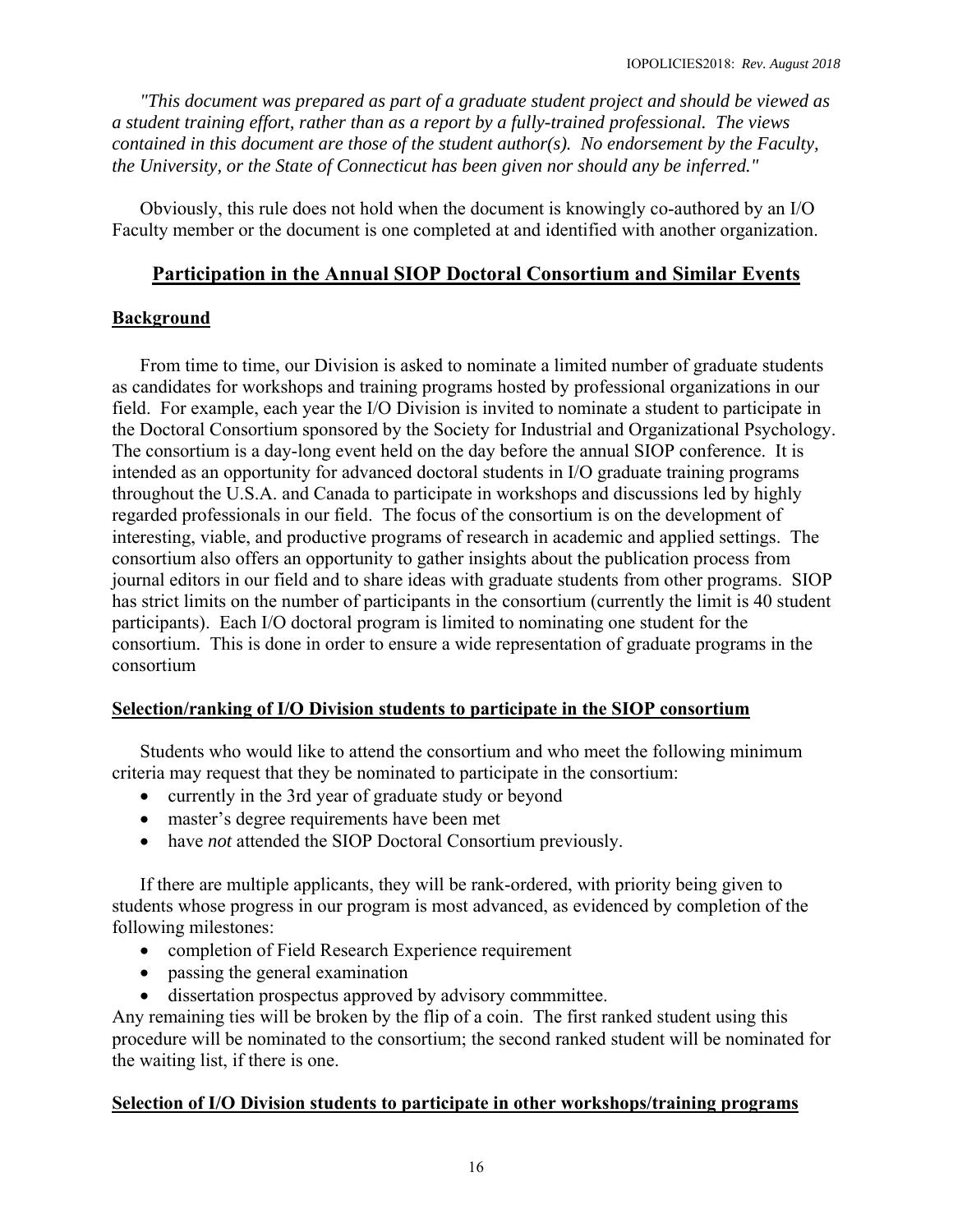*"This document was prepared as part of a graduate student project and should be viewed as a student training effort, rather than as a report by a fully-trained professional. The views contained in this document are those of the student author(s). No endorsement by the Faculty, the University, or the State of Connecticut has been given nor should any be inferred."*

Obviously, this rule does not hold when the document is knowingly co-authored by an I/O Faculty member or the document is one completed at and identified with another organization.

## Participation in the Annual SIOP Doctoral Consortium and Similar Events

### Background

From time to time, our Division is asked to nominate a limited number of graduate students as candidates for workshops and training programs hosted by professional organizations in our field. For example, each year the I/O Division is invited to nominate a student to participate in the Doctoral Consortium sponsored by the Society for Industrial and Organizational Psychology. The consortium is a day-long event held on the day before the annual SIOP conference. It is intended as an opportunity for advanced doctoral students in I/O graduate training programs throughout the U.S.A. and Canada to participate in workshops and discussions led by highly regarded professionals in our field. The focus of the consortium is on the development of interesting, viable, and productive programs of research in academic and applied settings. The consortium also offers an opportunity to gather insights about the publication process from journal editors in our field and to share ideas with graduate students from other programs. SIOP has strict limits on the number of participants in the consortium (currently the limit is 40 student participants). Each I/O doctoral program is limited to nominating one student for the consortium. This is done in order to ensure a wide representation of graduate programs in the consortium

### Selection/ranking of I/O Division students to participate in the SIOP consortium

Students who would like to attend the consortium and who meet the following minimum criteria may request that they be nominated to participate in the consortium:

- currently in the 3rd year of graduate study or beyond
- master's degree requirements have been met
- have *not* attended the SIOP Doctoral Consortium previously.

If there are multiple applicants, they will be rank-ordered, with priority being given to students whose progress in our program is most advanced, as evidenced by completion of the following milestones:

- completion of Field Research Experience requirement
- passing the general examination
- dissertation prospectus approved by advisory commmittee.

Any remaining ties will be broken by the flip of a coin. The first ranked student using this procedure will be nominated to the consortium; the second ranked student will be nominated for the waiting list, if there is one.

### Selection of I/O Division students to participate in other workshops/training programs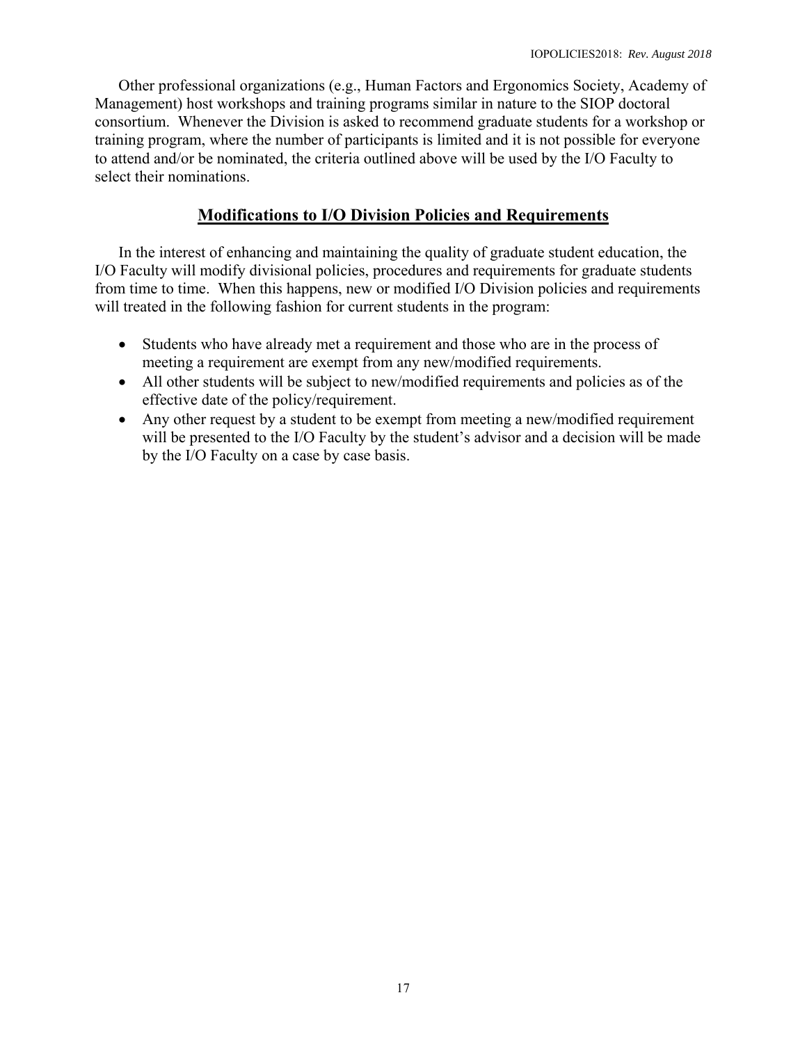Other professional organizations (e.g., Human Factors and Ergonomics Society, Academy of Management) host workshops and training programs similar in nature to the SIOP doctoral consortium. Whenever the Division is asked to recommend graduate students for a workshop or training program, where the number of participants is limited and it is not possible for everyone to attend and/or be nominated, the criteria outlined above will be used by the I/O Faculty to select their nominations.

## Modifications to I/O Division Policies and Requirements

In the interest of enhancing and maintaining the quality of graduate student education, the I/O Faculty will modify divisional policies, procedures and requirements for graduate students from time to time. When this happens, new or modified I/O Division policies and requirements will treated in the following fashion for current students in the program:

- Students who have already met a requirement and those who are in the process of meeting a requirement are exempt from any new/modified requirements.
- All other students will be subject to new/modified requirements and policies as of the effective date of the policy/requirement.
- Any other request by a student to be exempt from meeting a new/modified requirement will be presented to the I/O Faculty by the student's advisor and a decision will be made by the I/O Faculty on a case by case basis.